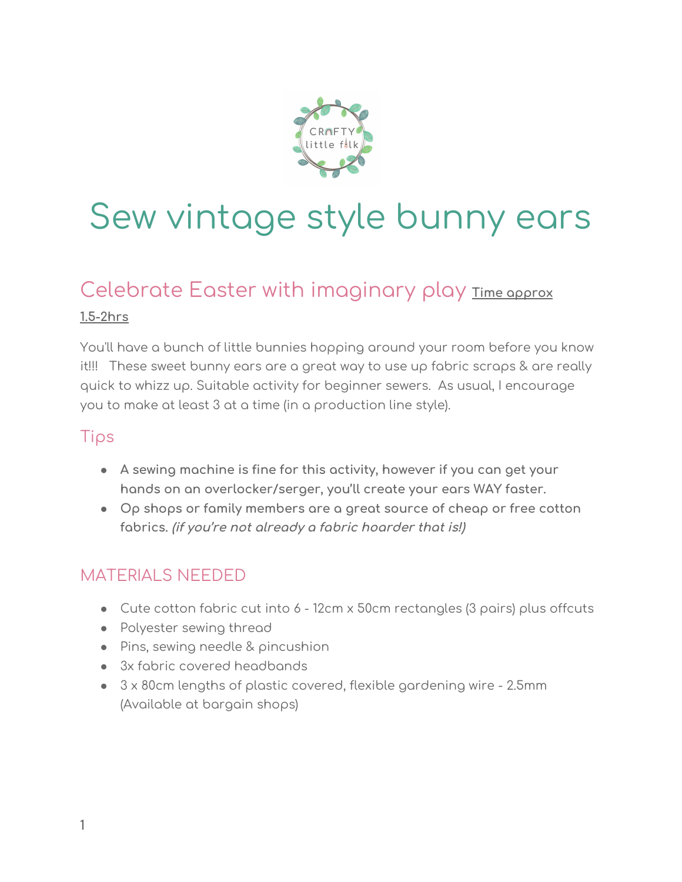CRAFTY little folk

# Sew vintage style bunny ears

## Celebrate Easter with imaginary play <u>**Time approx 1.5-2hrs**</u>

You'll have a bunch of little bunnies hopping around your room before you know it!!! These sweet bunny ears are a great way to use up fabric scraps & are really quick to whizz up. Suitable activity for beginner sewers. As usual, I encourage you to make at least 3 at a time (in a production line style).

### Tips

- **A sewing machine is fine for this activity, however if you can get your hands on an overlocker/serger, you'll create your ears WAY faster.**
- **Op shops or family members are a great source of cheap or free cotton fabrics.** ***(if you're not already a fabric hoarder that is!)***

### MATERIALS NEEDED

- Cute cotton fabric cut into 6 - 12cm x 50cm rectangles (3 pairs) plus offcuts
- Polyester sewing thread
- Pins, sewing needle & pincushion
- 3x fabric covered headbands
- 3 x 80cm lengths of plastic covered, flexible gardening wire - 2.5mm (Available at bargain shops)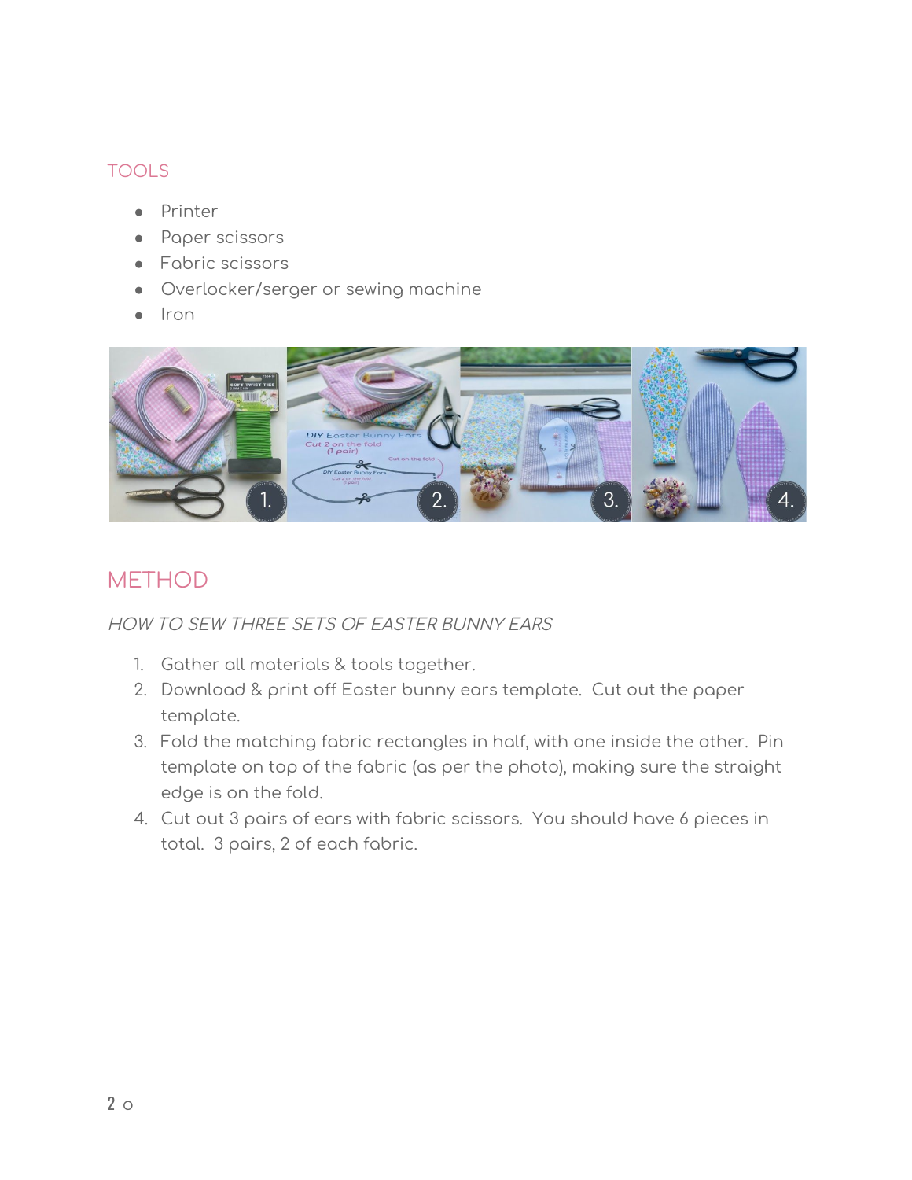## TOOLS

- Printer
- Paper scissors
- Fabric scissors
- Overlocker/serger or sewing machine
- Iron

## METHOD

*HOW TO SEW THREE SETS OF EASTER BUNNY EARS*

1. Gather all materials & tools together.
2. Download & print off Easter bunny ears template. Cut out the paper template.
3. Fold the matching fabric rectangles in half, with one inside the other. Pin template on top of the fabric (as per the photo), making sure the straight edge is on the fold.
4. Cut out 3 pairs of ears with fabric scissors. You should have 6 pieces in total. 3 pairs, 2 of each fabric.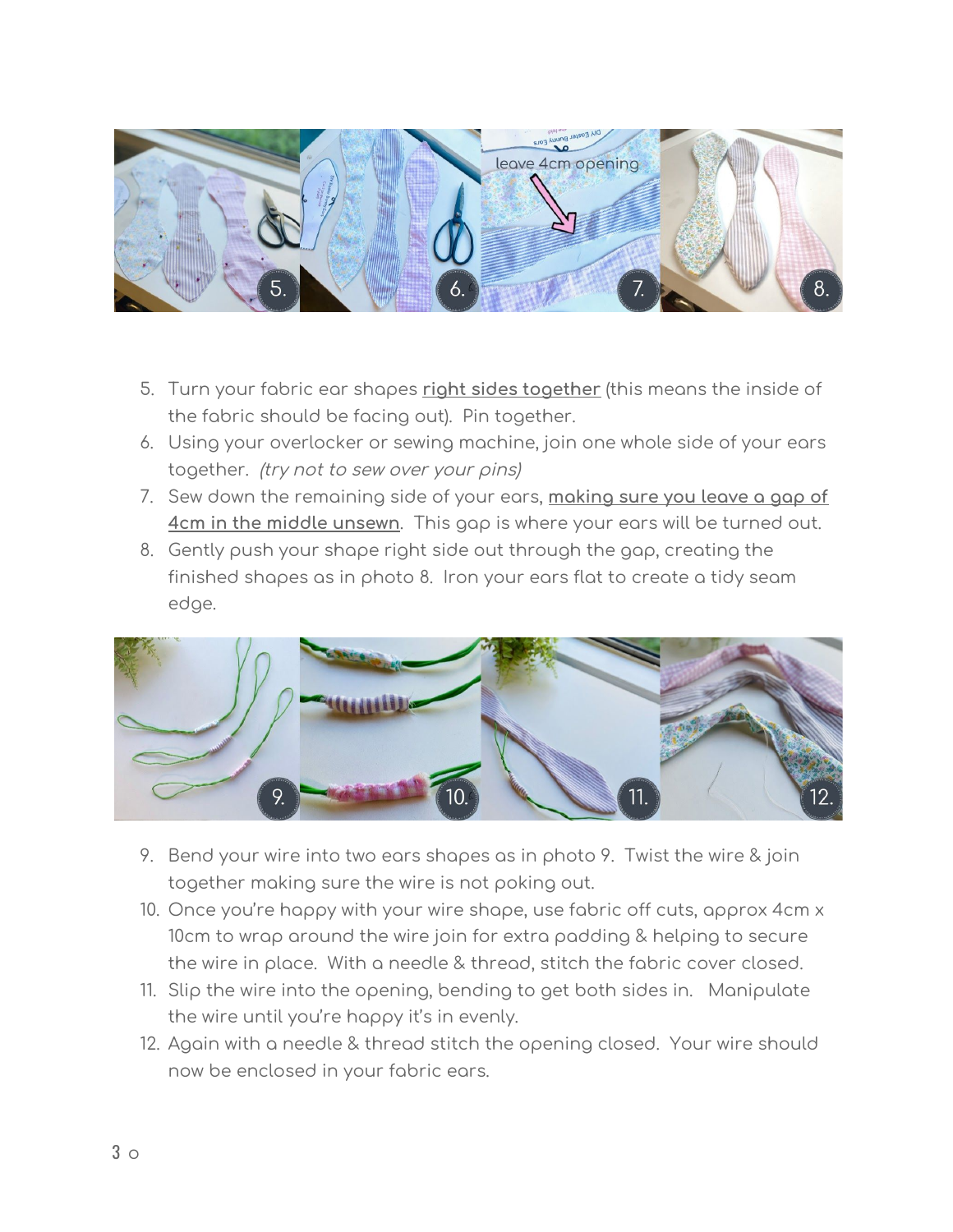5. Turn your fabric ear shapes **right sides together** (this means the inside of the fabric should be facing out). Pin together.
6. Using your overlocker or sewing machine, join one whole side of your ears together. *(try not to sew over your pins)*
7. Sew down the remaining side of your ears, **making sure you leave a gap of 4cm in the middle unsewn**. This gap is where your ears will be turned out.
8. Gently push your shape right side out through the gap, creating the finished shapes as in photo 8. Iron your ears flat to create a tidy seam edge.

9. Bend your wire into two ears shapes as in photo 9. Twist the wire & join together making sure the wire is not poking out.
10. Once you're happy with your wire shape, use fabric off cuts, approx 4cm x 10cm to wrap around the wire join for extra padding & helping to secure the wire in place. With a needle & thread, stitch the fabric cover closed.
11. Slip the wire into the opening, bending to get both sides in. Manipulate the wire until you're happy it's in evenly.
12. Again with a needle & thread stitch the opening closed. Your wire should now be enclosed in your fabric ears.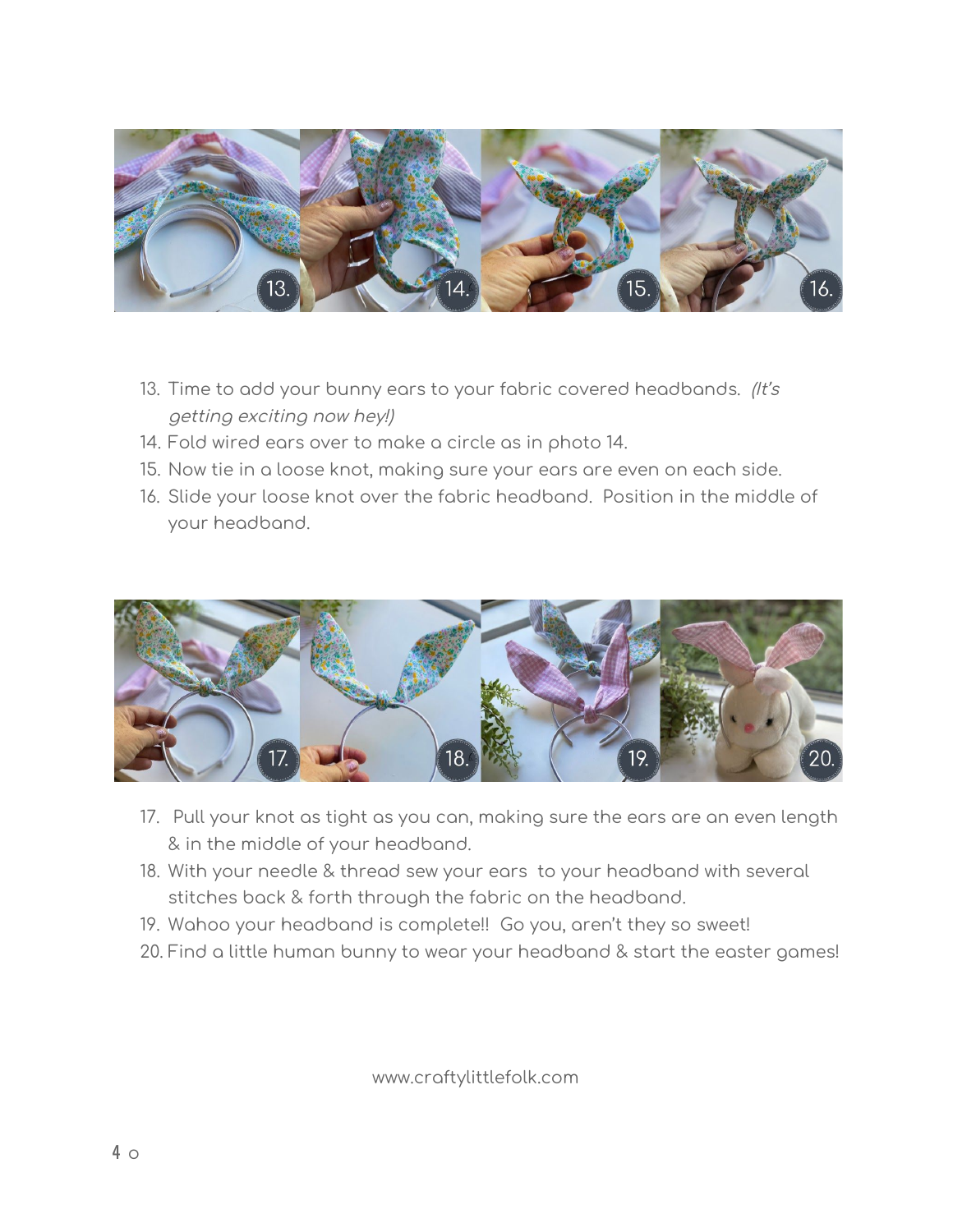13. Time to add your bunny ears to your fabric covered headbands. *(It's getting exciting now hey!)*
14. Fold wired ears over to make a circle as in photo 14.
15. Now tie in a loose knot, making sure your ears are even on each side.
16. Slide your loose knot over the fabric headband. Position in the middle of your headband.

17. Pull your knot as tight as you can, making sure the ears are an even length & in the middle of your headband.
18. With your needle & thread sew your ears to your headband with several stitches back & forth through the fabric on the headband.
19. Wahoo your headband is complete!! Go you, aren't they so sweet!
20. Find a little human bunny to wear your headband & start the easter games!

www.craftylittlefolk.com